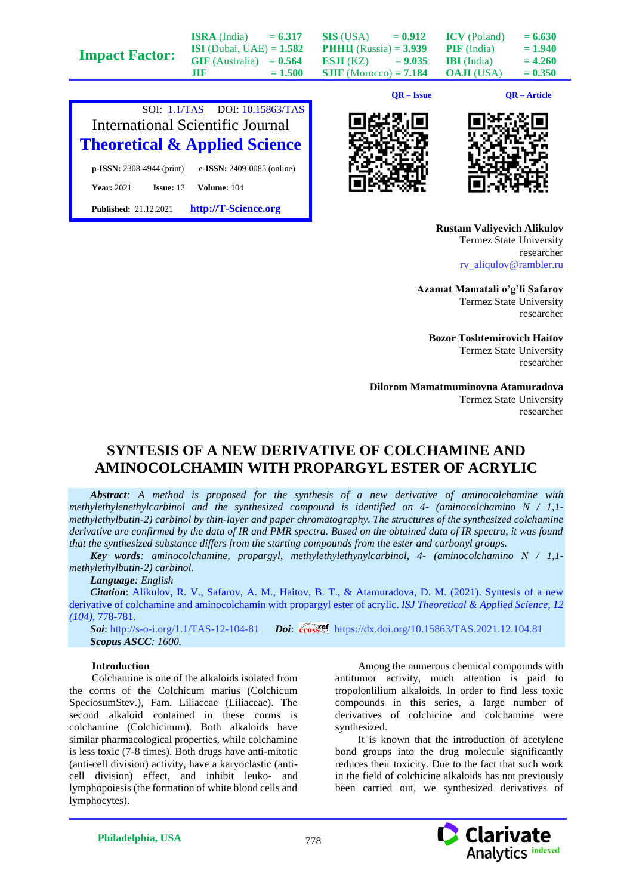Rustam Valiyevich Alikulov
Termez State University
researcher
rv_aliqulov@rambler.ru

Azamat Mamatali o'g'li Safarov
Termez State University
researcher

Bozor Toshtemirovich Haitov
Termez State University
researcher

Dilorom Mamatmuminovna Atamuradova
Termez State University
researcher

# SYNTESIS OF A NEW DERIVATIVE OF COLCHAMINE AND AMINOCOLCHAMIN WITH PROPARGYL ESTER OF ACRYLIC

***Abstract**: A method is proposed for the synthesis of a new derivative of aminocolchamine with methylethylenethylcarbinol and the synthesized compound is identified on 4- (aminocolchamino N / 1,1-methylethylbutin-2) carbinol by thin-layer and paper chromatography. The structures of the synthesized colchamine derivative are confirmed by the data of IR and PMR spectra. Based on the obtained data of IR spectra, it was found that the synthesized substance differs from the starting compounds from the ester and carbonyl groups.*

***Key words**: aminocolchamine, propargyl, methylethylethynylcarbinol, 4- (aminocolchamino N / 1,1-methylethylbutin-2) carbinol.*

***Language**: English*

***Citation**: Alikulov, R. V., Safarov, A. M., Haitov, B. T., & Atamuradova, D. M. (2021). Syntesis of a new derivative of colchamine and aminocolchamin with propargyl ester of acrylic. *ISJ Theoretical & Applied Science, 12 (104),* 778-781.

***Soi**: http://s-o-i.org/1.1/TAS-12-104-81 ***Doi**: https://dx.doi.org/10.15863/TAS.2021.12.104.81

***Scopus ASCC**: 1600.*

## Introduction

Colchamine is one of the alkaloids isolated from the corms of the Colchicum marius (Colchicum SpeciosumStev.), Fam. Liliaceae (Liliaceae). The second alkaloid contained in these corms is colchamine (Colchicinum). Both alkaloids have similar pharmacological properties, while colchamine is less toxic (7-8 times). Both drugs have anti-mitotic (anti-cell division) activity, have a karyoclastic (anti-cell division) effect, and inhibit leuko- and lymphopoiesis (the formation of white blood cells and lymphocytes).

Among the numerous chemical compounds with antitumor activity, much attention is paid to tropolonlilium alkaloids. In order to find less toxic compounds in this series, a large number of derivatives of colchicine and colchamine were synthesized.

It is known that the introduction of acetylene bond groups into the drug molecule significantly reduces their toxicity. Due to the fact that such work in the field of colchicine alkaloids has not previously been carried out, we synthesized derivatives of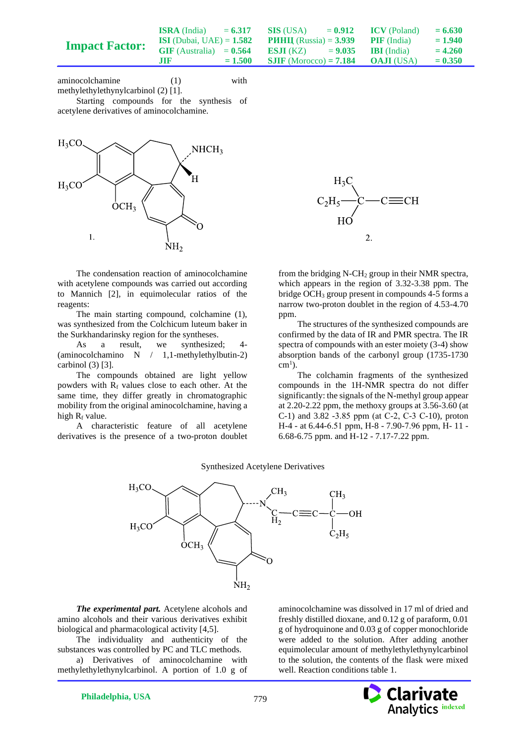aminocolchamine (1) with methylethylethynylcarbinol (2) [1].

Starting compounds for the synthesis of acetylene derivatives of aminocolchamine.

1.

2.

The condensation reaction of aminocolchamine with acetylene compounds was carried out according to Mannich [2], in equimolecular ratios of the reagents:

The main starting compound, colchamine (1), was synthesized from the Colchicum luteum baker in the Surkhandarinsky region for the syntheses.

As a result, we synthesized; 4-(aminocolchamino N / 1,1-methylethylbutin-2) carbinol (3) [3].

The compounds obtained are light yellow powders with $R_f$ values close to each other. At the same time, they differ greatly in chromatographic mobility from the original aminocolchamine, having a high $R_f$ value.

A characteristic feature of all acetylene derivatives is the presence of a two-proton doublet from the bridging N-$CH_2$ group in their NMR spectra, which appears in the region of 3.32-3.38 ppm. The bridge $OCH_3$ group present in compounds 4-5 forms a narrow two-proton doublet in the region of 4.53-4.70 ppm.

The structures of the synthesized compounds are confirmed by the data of IR and PMR spectra. The IR spectra of compounds with an ester moiety (3-4) show absorption bands of the carbonyl group (1735-1730 $cm^{1}$).

The colchamin fragments of the synthesized compounds in the 1H-NMR spectra do not differ significantly: the signals of the N-methyl group appear at 2.20-2.22 ppm, the methoxy groups at 3.56-3.60 (at C-1) and 3.82 -3.85 ppm (at C-2, C-3 C-10), proton H-4 - at 6.44-6.51 ppm, H-8 - 7.90-7.96 ppm, H- 11 - 6.68-6.75 ppm. and H-12 - 7.17-7.22 ppm.

Synthesized Acetylene Derivatives

***The experimental part.*** Acetylene alcohols and amino alcohols and their various derivatives exhibit biological and pharmacological activity [4,5].

The individuality and authenticity of the substances was controlled by PC and TLC methods.

a) Derivatives of aminocolchamine with methylethylethynylcarbinol. A portion of 1.0 g of aminocolchamine was dissolved in 17 ml of dried and freshly distilled dioxane, and 0.12 g of paraform, 0.01 g of hydroquinone and 0.03 g of copper monochloride were added to the solution. After adding another equimolecular amount of methylethylethynylcarbinol to the solution, the contents of the flask were mixed well. Reaction conditions table 1.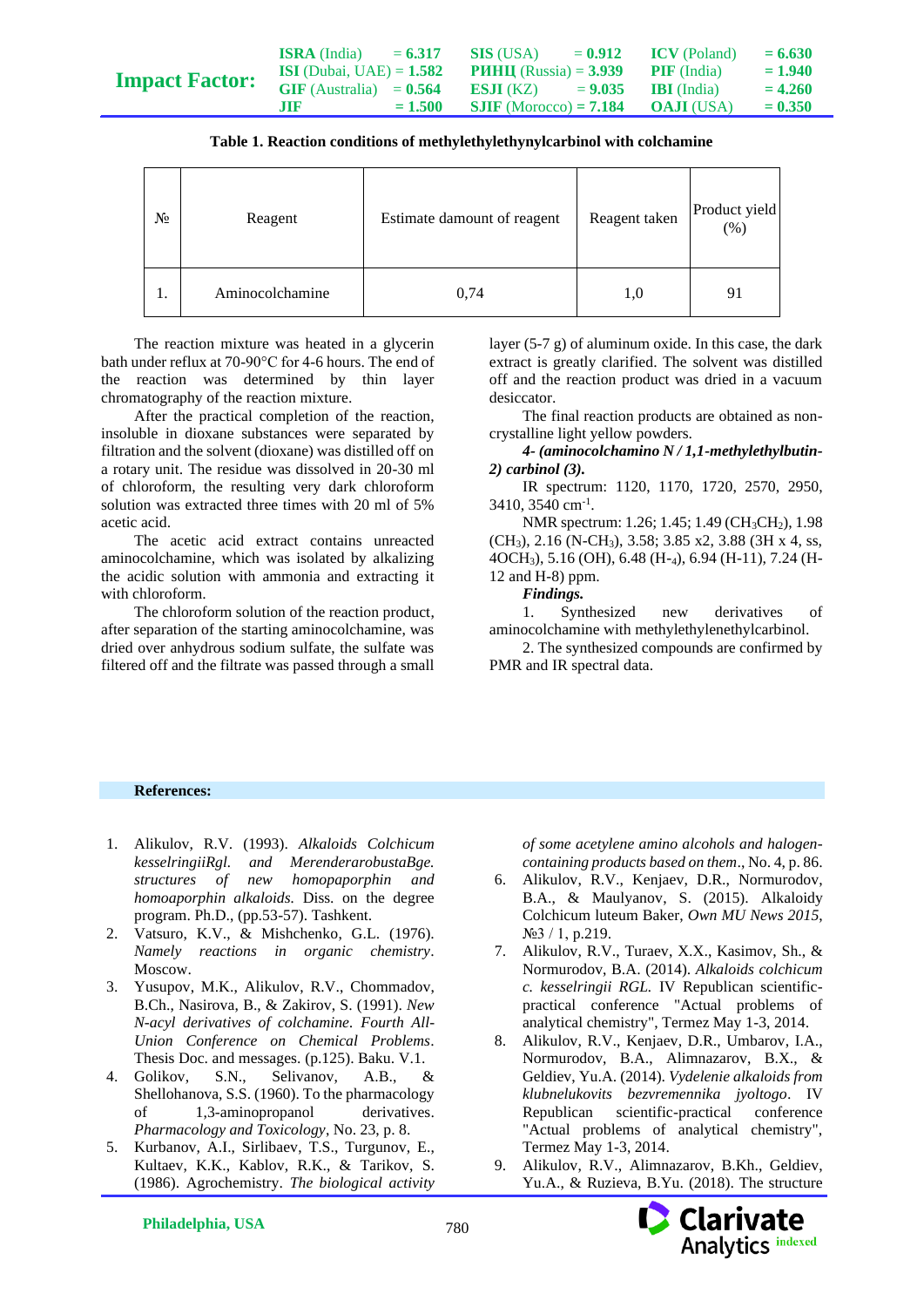**Table 1. Reaction conditions of methylethylethynylcarbinol with colchamine**

| № | Reagent | Estimate damount of reagent | Reagent taken | Product yield (%) |
|---|---|---|---|---|
| 1. | Aminocolchamine | 0,74 | 1,0 | 91 |

The reaction mixture was heated in a glycerin bath under reflux at 70-90°C for 4-6 hours. The end of the reaction was determined by thin layer chromatography of the reaction mixture.

After the practical completion of the reaction, insoluble in dioxane substances were separated by filtration and the solvent (dioxane) was distilled off on a rotary unit. The residue was dissolved in 20-30 ml of chloroform, the resulting very dark chloroform solution was extracted three times with 20 ml of 5% acetic acid.

The acetic acid extract contains unreacted aminocolchamine, which was isolated by alkalizing the acidic solution with ammonia and extracting it with chloroform.

The chloroform solution of the reaction product, after separation of the starting aminocolchamine, was dried over anhydrous sodium sulfate, the sulfate was filtered off and the filtrate was passed through a small layer (5-7 g) of aluminum oxide. In this case, the dark extract is greatly clarified. The solvent was distilled off and the reaction product was dried in a vacuum desiccator.

The final reaction products are obtained as non-crystalline light yellow powders.

***4- (aminocolchamino N / 1,1-methylethylbutin-2) carbinol (3).***

IR spectrum: 1120, 1170, 1720, 2570, 2950, 3410, 3540 $cm^{-1}$.

NMR spectrum: 1.26; 1.45; 1.49 ($CH_3CH_2$), 1.98 ($CH_3$), 2.16 (N-$CH_3$), 3.58; 3.85 x2, 3.88 (3H x 4, ss, 4$OCH_3$), 5.16 (OH), 6.48 (H-$_4$), 6.94 (H-11), 7.24 (H-12 and H-8) ppm.

***Findings.***

1. Synthesized new derivatives of aminocolchamine with methylethylenethylcarbinol.
2. The synthesized compounds are confirmed by PMR and IR spectral data.

**References:**

1. Alikulov, R.V. (1993). *Alkaloids Colchicum kesselringiiRgl. and MerenderarobustaBge. structures of new homopaporphin and homoaporphin alkaloids.* Diss. on the degree program. Ph.D., (pp.53-57). Tashkent.
2. Vatsuro, K.V., & Mishchenko, G.L. (1976). *Namely reactions in organic chemistry*. Moscow.
3. Yusupov, M.K., Alikulov, R.V., Chommadov, B.Ch., Nasirova, B., & Zakirov, S. (1991). *New N-acyl derivatives of colchamine. Fourth All-Union Conference on Chemical Problems*. Thesis Doc. and messages. (p.125). Baku. V.1.
4. Golikov, S.N., Selivanov, A.B., & Shellohanova, S.S. (1960). To the pharmacology of 1,3-aminopropanol derivatives. *Pharmacology and Toxicology*, No. 23, p. 8.
5. Kurbanov, A.I., Sirlibaev, T.S., Turgunov, E., Kultaev, K.K., Kablov, R.K., & Tarikov, S. (1986). Agrochemistry. *The biological activity of some acetylene amino alcohols and halogen-containing products based on them*., No. 4, p. 86.
6. Alikulov, R.V., Kenjaev, D.R., Normurodov, B.A., & Maulyanov, S. (2015). Alkaloidy Colchicum luteum Baker, *Own MU News 2015*, №3 / 1, p.219.
7. Alikulov, R.V., Turaev, X.X., Kasimov, Sh., & Normurodov, B.A. (2014). *Alkaloids colchicum c. kesselringii RGL.* IV Republican scientific-practical conference "Actual problems of analytical chemistry", Termez May 1-3, 2014.
8. Alikulov, R.V., Kenjaev, D.R., Umbarov, I.A., Normurodov, B.A., Alimnazarov, B.X., & Geldiev, Yu.A. (2014). *Vydelenie alkaloids from klubnelukovits bezvremennika jyoltogo*. IV Republican scientific-practical conference "Actual problems of analytical chemistry", Termez May 1-3, 2014.
9. Alikulov, R.V., Alimnazarov, B.Kh., Geldiev, Yu.A., & Ruzieva, B.Yu. (2018). The structure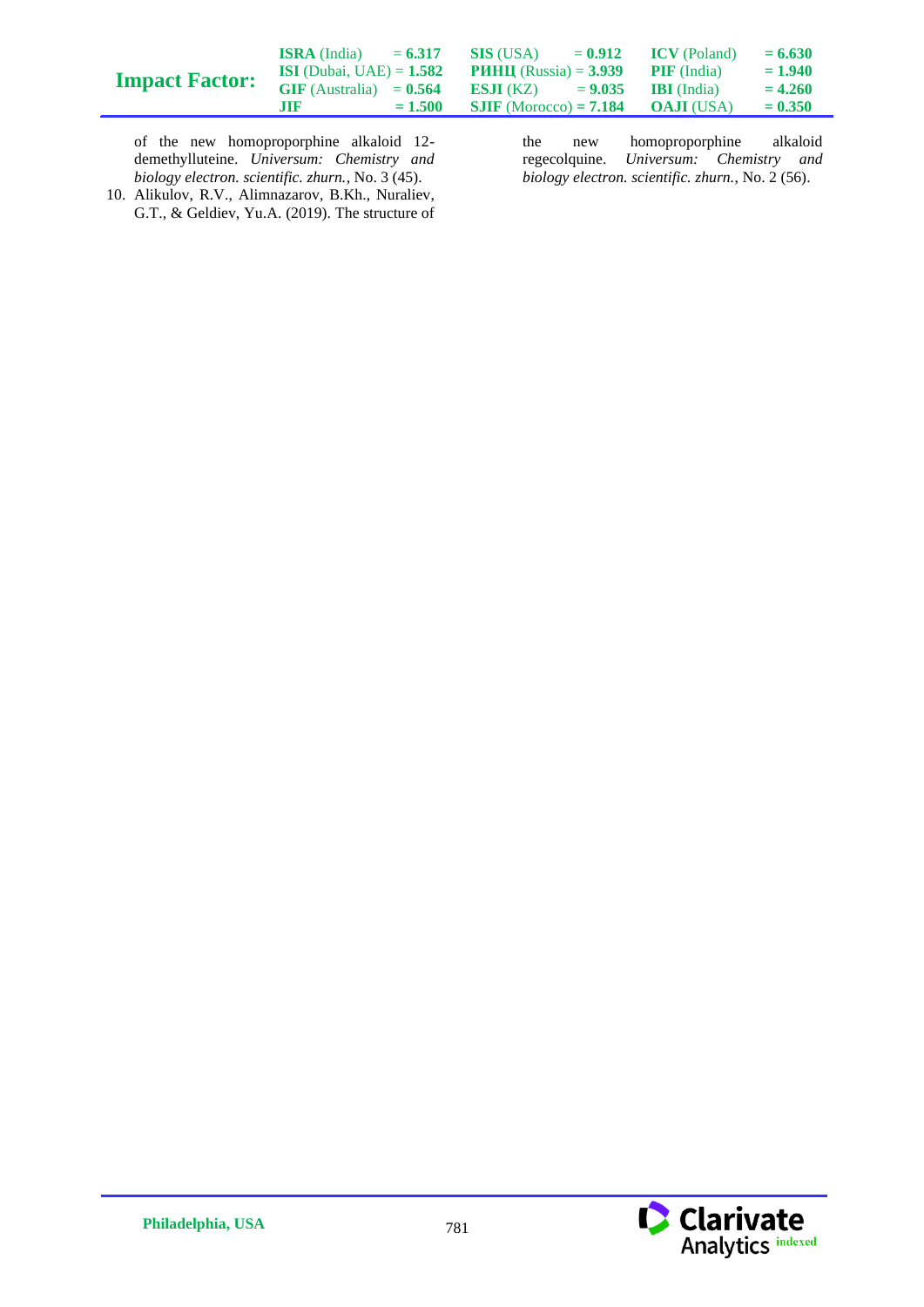of the new homoproporphine alkaloid 12-demethylluteine. *Universum: Chemistry and biology electron. scientific. zhurn.*, No. 3 (45).

10. Alikulov, R.V., Alimnazarov, B.Kh., Nuraliev, G.T., & Geldiev, Yu.A. (2019). The structure of the new homoproporphine alkaloid regecolquine. *Universum: Chemistry and biology electron. scientific. zhurn.*, No. 2 (56).